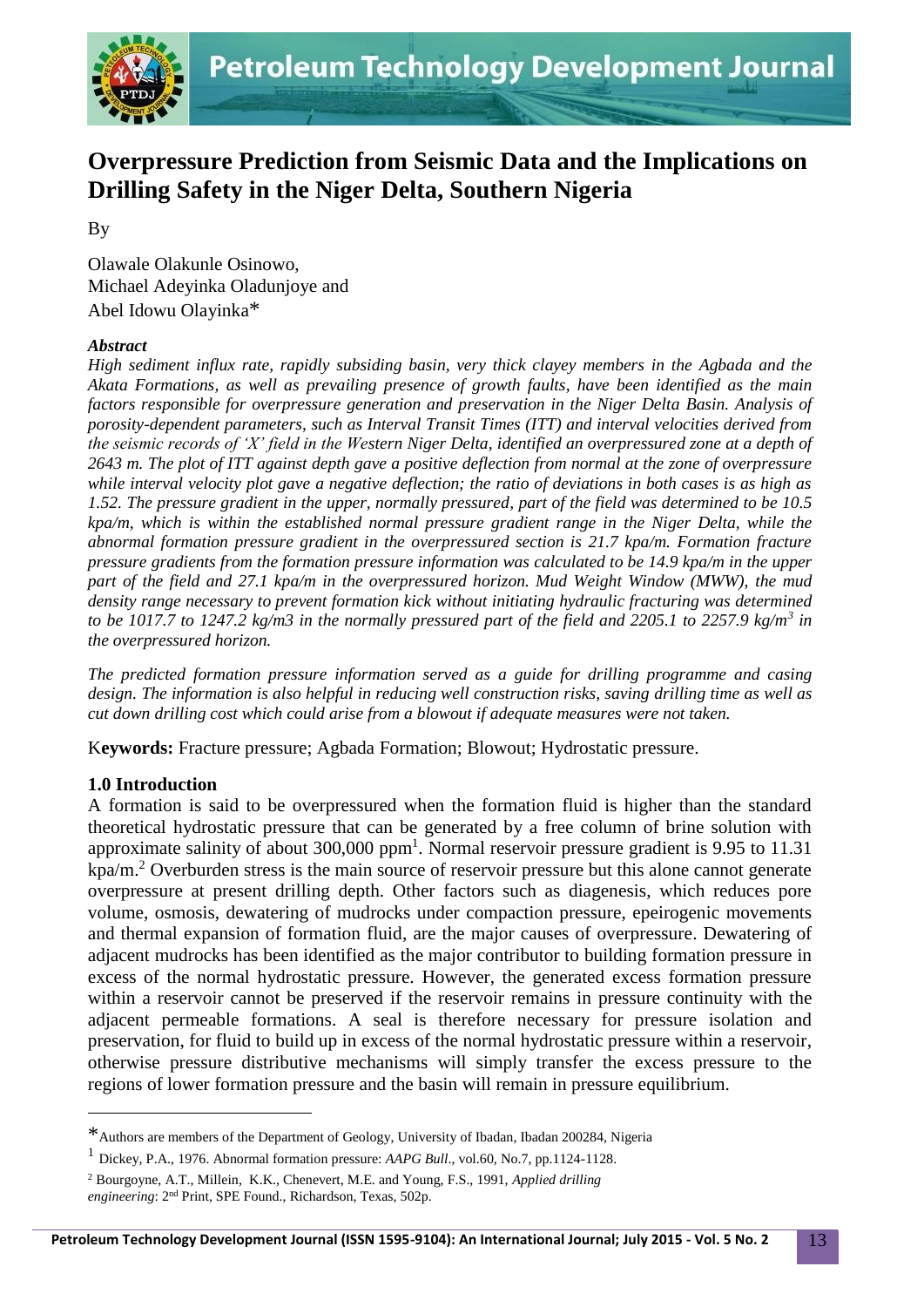# Overpressure Prediction from Seismic Data and the Implications on Drilling Safety in the Niger Delta, Southern Nigeria

By

Olawale Olakunle Osinowo,
Michael Adeyinka Oladunjoye and
Abel Idowu Olayinka*

***Abstract***

*High sediment influx rate, rapidly subsiding basin, very thick clayey members in the Agbada and the Akata Formations, as well as prevailing presence of growth faults, have been identified as the main factors responsible for overpressure generation and preservation in the Niger Delta Basin. Analysis of porosity-dependent parameters, such as Interval Transit Times (ITT) and interval velocities derived from the seismic records of 'X' field in the Western Niger Delta, identified an overpressured zone at a depth of 2643 m. The plot of ITT against depth gave a positive deflection from normal at the zone of overpressure while interval velocity plot gave a negative deflection; the ratio of deviations in both cases is as high as 1.52. The pressure gradient in the upper, normally pressured, part of the field was determined to be 10.5 kpa/m, which is within the established normal pressure gradient range in the Niger Delta, while the abnormal formation pressure gradient in the overpressured section is 21.7 kpa/m. Formation fracture pressure gradients from the formation pressure information was calculated to be 14.9 kpa/m in the upper part of the field and 27.1 kpa/m in the overpressured horizon. Mud Weight Window (MWW), the mud density range necessary to prevent formation kick without initiating hydraulic fracturing was determined to be 1017.7 to 1247.2 kpa/m3 in the normally pressured part of the field and 2205.1 to 2257.9 kg/m$^3$ in the overpressured horizon.*

*The predicted formation pressure information served as a guide for drilling programme and casing design. The information is also helpful in reducing well construction risks, saving drilling time as well as cut down drilling cost which could arise from a blowout if adequate measures were not taken.*

K**eywords:** Fracture pressure; Agbada Formation; Blowout; Hydrostatic pressure.

## 1.0 Introduction

A formation is said to be overpressured when the formation fluid is higher than the standard theoretical hydrostatic pressure that can be generated by a free column of brine solution with approximate salinity of about 300,000 ppm[1]. Normal reservoir pressure gradient is 9.95 to 11.31 kpa/m.[2] Overburden stress is the main source of reservoir pressure but this alone cannot generate overpressure at present drilling depth. Other factors such as diagenesis, which reduces pore volume, osmosis, dewatering of mudrocks under compaction pressure, epeirogenic movements and thermal expansion of formation fluid, are the major causes of overpressure. Dewatering of adjacent mudrocks has been identified as the major contributor to building formation pressure in excess of the normal hydrostatic pressure. However, the generated excess formation pressure within a reservoir cannot be preserved if the reservoir remains in pressure continuity with the adjacent permeable formations. A seal is therefore necessary for pressure isolation and preservation, for fluid to build up in excess of the normal hydrostatic pressure within a reservoir, otherwise pressure distributive mechanisms will simply transfer the excess pressure to the regions of lower formation pressure and the basin will remain in pressure equilibrium.

---

*Authors are members of the Department of Geology, University of Ibadan, Ibadan 200284, Nigeria

[1] Dickey, P.A., 1976. Abnormal formation pressure: *AAPG Bull*., vol.60, No.7, pp.1124-1128.

[2] Bourgoyne, A.T., Millein, K.K., Chenevert, M.E. and Young, F.S., 1991, *Applied drilling engineering*: 2[nd] Print, SPE Found., Richardson, Texas, 502p.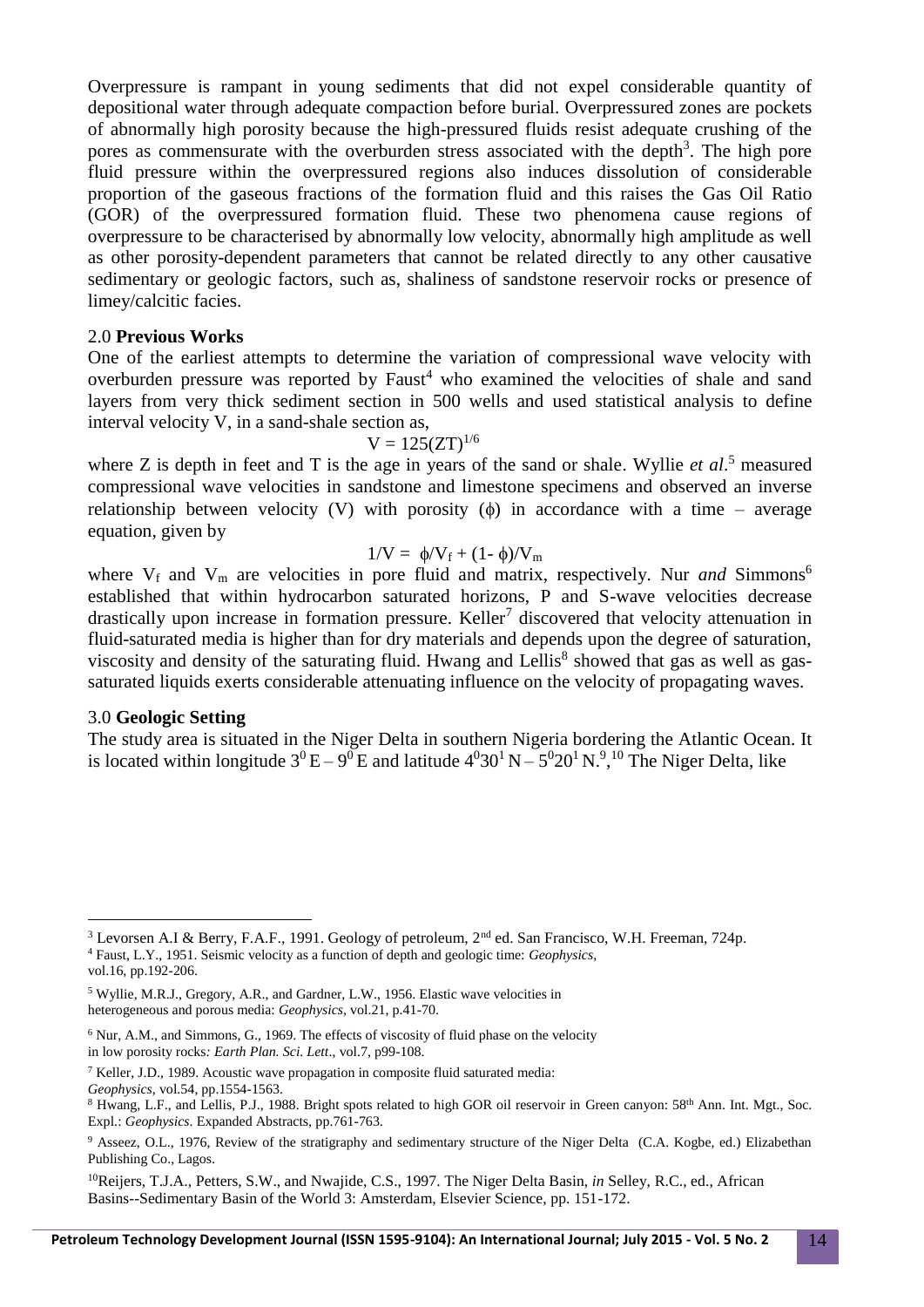Overpressure is rampant in young sediments that did not expel considerable quantity of depositional water through adequate compaction before burial. Overpressured zones are pockets of abnormally high porosity because the high-pressured fluids resist adequate crushing of the pores as commensurate with the overburden stress associated with the depth[3]. The high pore fluid pressure within the overpressured regions also induces dissolution of considerable proportion of the gaseous fractions of the formation fluid and this raises the Gas Oil Ratio (GOR) of the overpressured formation fluid. These two phenomena cause regions of overpressure to be characterised by abnormally low velocity, abnormally high amplitude as well as other porosity-dependent parameters that cannot be related directly to any other causative sedimentary or geologic factors, such as, shaliness of sandstone reservoir rocks or presence of limey/calcitic facies.

## 2.0 **Previous Works**

One of the earliest attempts to determine the variation of compressional wave velocity with overburden pressure was reported by Faust[4] who examined the velocities of shale and sand layers from very thick sediment section in 500 wells and used statistical analysis to define interval velocity V, in a sand-shale section as,

$$V = 125(ZT)^{1/6}$$

where Z is depth in feet and T is the age in years of the sand or shale. Wyllie *et al*.[5] measured compressional wave velocities in sandstone and limestone specimens and observed an inverse relationship between velocity (V) with porosity ($\phi$) in accordance with a time – average equation, given by

$$1/V = \phi/V_f + (1- \phi)/V_m$$

where $V_f$ and $V_m$ are velocities in pore fluid and matrix, respectively. Nur *and* Simmons[6] established that within hydrocarbon saturated horizons, P and S-wave velocities decrease drastically upon increase in formation pressure. Keller[7] discovered that velocity attenuation in fluid-saturated media is higher than for dry materials and depends upon the degree of saturation, viscosity and density of the saturating fluid. Hwang and Lellis[8] showed that gas as well as gas-saturated liquids exerts considerable attenuating influence on the velocity of propagating waves.

## 3.0 **Geologic Setting**

The study area is situated in the Niger Delta in southern Nigeria bordering the Atlantic Ocean. It is located within longitude $3^0$ E – $9^0$ E and latitude $4^0 30^1$ N – $5^0 20^1$ N.[9,10] The Niger Delta, like

---

[3] Levorsen A.I & Berry, F.A.F., 1991. Geology of petroleum, 2nd ed. San Francisco, W.H. Freeman, 724p.

[4] Faust, L.Y., 1951. Seismic velocity as a function of depth and geologic time: *Geophysics*, vol.16, pp.192-206.

[5] Wyllie, M.R.J., Gregory, A.R., and Gardner, L.W., 1956. Elastic wave velocities in heterogeneous and porous media: *Geophysics*, vol.21, p.41-70.

[6] Nur, A.M., and Simmons, G., 1969. The effects of viscosity of fluid phase on the velocity in low porosity rocks*: Earth Plan. Sci. Lett*., vol.7, p99-108.

[7] Keller, J.D., 1989. Acoustic wave propagation in composite fluid saturated media: *Geophysics*, vol.54, pp.1554-1563.

[8] Hwang, L.F., and Lellis, P.J., 1988. Bright spots related to high GOR oil reservoir in Green canyon: 58th Ann. Int. Mgt., Soc. Expl.: *Geophysics*. Expanded Abstracts, pp.761-763.

[9] Asseez, O.L., 1976, Review of the stratigraphy and sedimentary structure of the Niger Delta (C.A. Kogbe, ed.) Elizabethan Publishing Co., Lagos.

[10] Reijers, T.J.A., Petters, S.W., and Nwajide, C.S., 1997. The Niger Delta Basin, *in* Selley, R.C., ed., African Basins--Sedimentary Basin of the World 3: Amsterdam, Elsevier Science, pp. 151-172.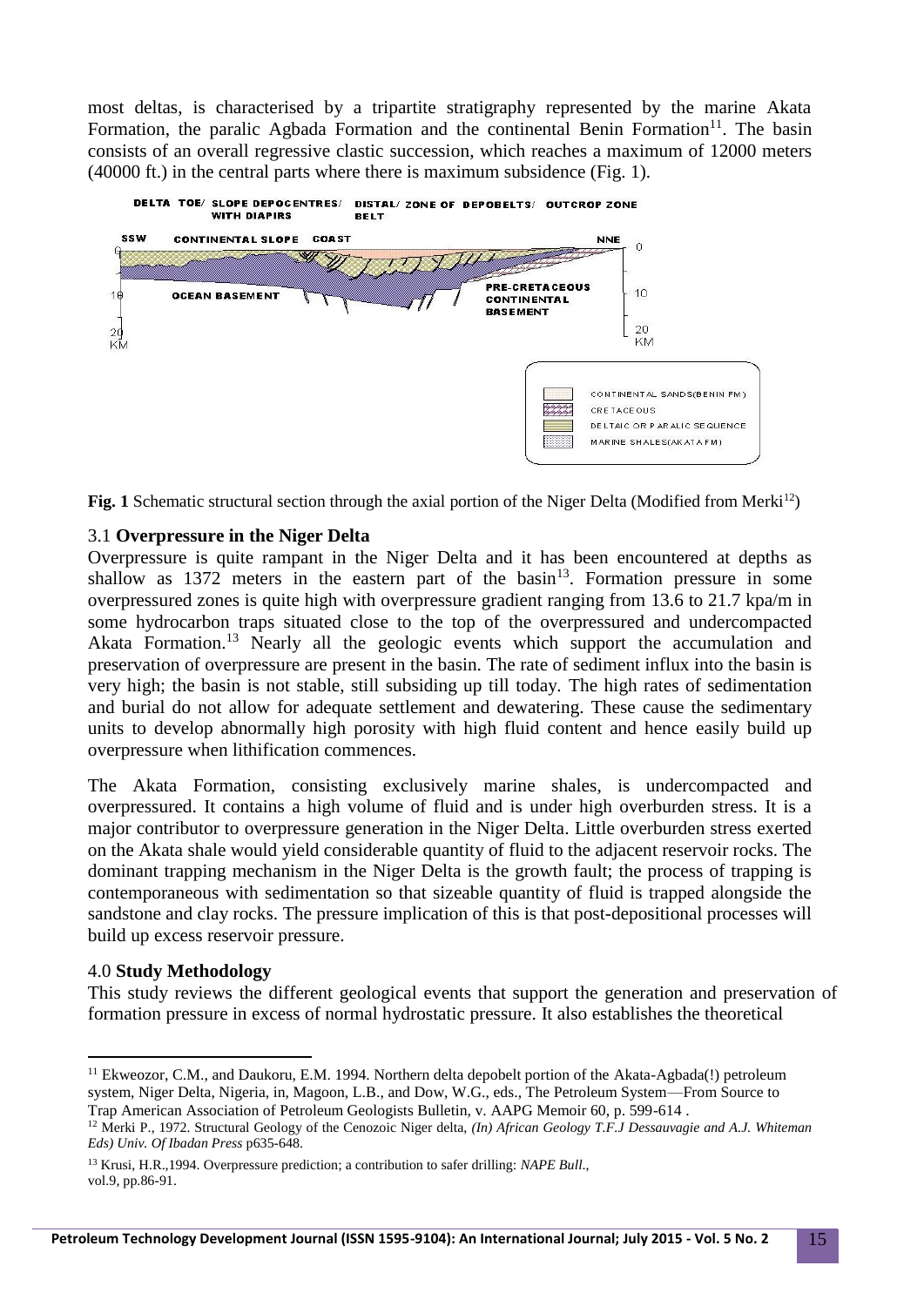most deltas, is characterised by a tripartite stratigraphy represented by the marine Akata Formation, the paralic Agbada Formation and the continental Benin Formation[11]. The basin consists of an overall regressive clastic succession, which reaches a maximum of 12000 meters (40000 ft.) in the central parts where there is maximum subsidence (Fig. 1).

**Fig. 1** Schematic structural section through the axial portion of the Niger Delta (Modified from Merki[12])

### 3.1 **Overpressure in the Niger Delta**

Overpressure is quite rampant in the Niger Delta and it has been encountered at depths as shallow as 1372 meters in the eastern part of the basin[13]. Formation pressure in some overpressured zones is quite high with overpressure gradient ranging from 13.6 to 21.7 kpa/m in some hydrocarbon traps situated close to the top of the overpressured and undercompacted Akata Formation.[13] Nearly all the geologic events which support the accumulation and preservation of overpressure are present in the basin. The rate of sediment influx into the basin is very high; the basin is not stable, still subsiding up till today. The high rates of sedimentation and burial do not allow for adequate settlement and dewatering. These cause the sedimentary units to develop abnormally high porosity with high fluid content and hence easily build up overpressure when lithification commences.

The Akata Formation, consisting exclusively marine shales, is undercompacted and overpressured. It contains a high volume of fluid and is under high overburden stress. It is a major contributor to overpressure generation in the Niger Delta. Little overburden stress exerted on the Akata shale would yield considerable quantity of fluid to the adjacent reservoir rocks. The dominant trapping mechanism in the Niger Delta is the growth fault; the process of trapping is contemporaneous with sedimentation so that sizeable quantity of fluid is trapped alongside the sandstone and clay rocks. The pressure implication of this is that post-depositional processes will build up excess reservoir pressure.

## 4.0 **Study Methodology**

This study reviews the different geological events that support the generation and preservation of formation pressure in excess of normal hydrostatic pressure. It also establishes the theoretical

---

[11] Ekweozor, C.M., and Daukoru, E.M. 1994. Northern delta depobelt portion of the Akata-Agbada(!) petroleum system, Niger Delta, Nigeria, in, Magoon, L.B., and Dow, W.G., eds., The Petroleum System—From Source to Trap American Association of Petroleum Geologists Bulletin, v. AAPG Memoir 60, p. 599-614 .

[12] Merki P., 1972. Structural Geology of the Cenozoic Niger delta, *(In) African Geology T.F.J Dessauvagie and A.J. Whiteman Eds) Univ. Of Ibadan Press* p635-648.

[13] Krusi, H.R.,1994. Overpressure prediction; a contribution to safer drilling: *NAPE Bull.,* vol.9, pp.86-91.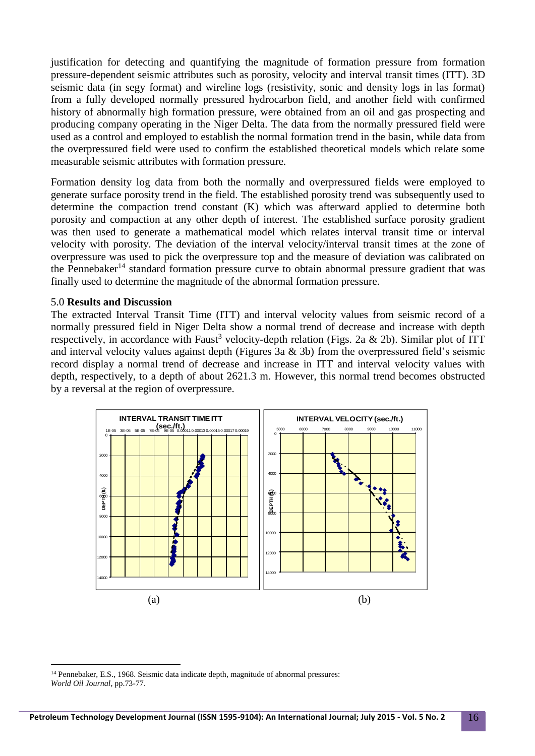justification for detecting and quantifying the magnitude of formation pressure from formation pressure-dependent seismic attributes such as porosity, velocity and interval transit times (ITT). 3D seismic data (in segy format) and wireline logs (resistivity, sonic and density logs in las format) from a fully developed normally pressured hydrocarbon field, and another field with confirmed history of abnormally high formation pressure, were obtained from an oil and gas prospecting and producing company operating in the Niger Delta. The data from the normally pressured field were used as a control and employed to establish the normal formation trend in the basin, while data from the overpressured field were used to confirm the established theoretical models which relate some measurable seismic attributes with formation pressure.

Formation density log data from both the normally and overpressured fields were employed to generate surface porosity trend in the field. The established porosity trend was subsequently used to determine the compaction trend constant (K) which was afterward applied to determine both porosity and compaction at any other depth of interest. The established surface porosity gradient was then used to generate a mathematical model which relates interval transit time or interval velocity with porosity. The deviation of the interval velocity/interval transit times at the zone of overpressure was used to pick the overpressure top and the measure of deviation was calibrated on the Pennebaker[14] standard formation pressure curve to obtain abnormal pressure gradient that was finally used to determine the magnitude of the abnormal formation pressure.

## 5.0 **Results and Discussion**

The extracted Interval Transit Time (ITT) and interval velocity values from seismic record of a normally pressured field in Niger Delta show a normal trend of decrease and increase with depth respectively, in accordance with Faust[3] velocity-depth relation (Figs. 2a & 2b). Similar plot of ITT and interval velocity values against depth (Figures 3a & 3b) from the overpressured field's seismic record display a normal trend of decrease and increase in ITT and interval velocity values with depth, respectively, to a depth of about 2621.3 m. However, this normal trend becomes obstructed by a reversal at the region of overpressure.

(a) (b)

---

[14] Pennebaker, E.S., 1968. Seismic data indicate depth, magnitude of abnormal pressures: *World Oil Journal*, pp.73-77.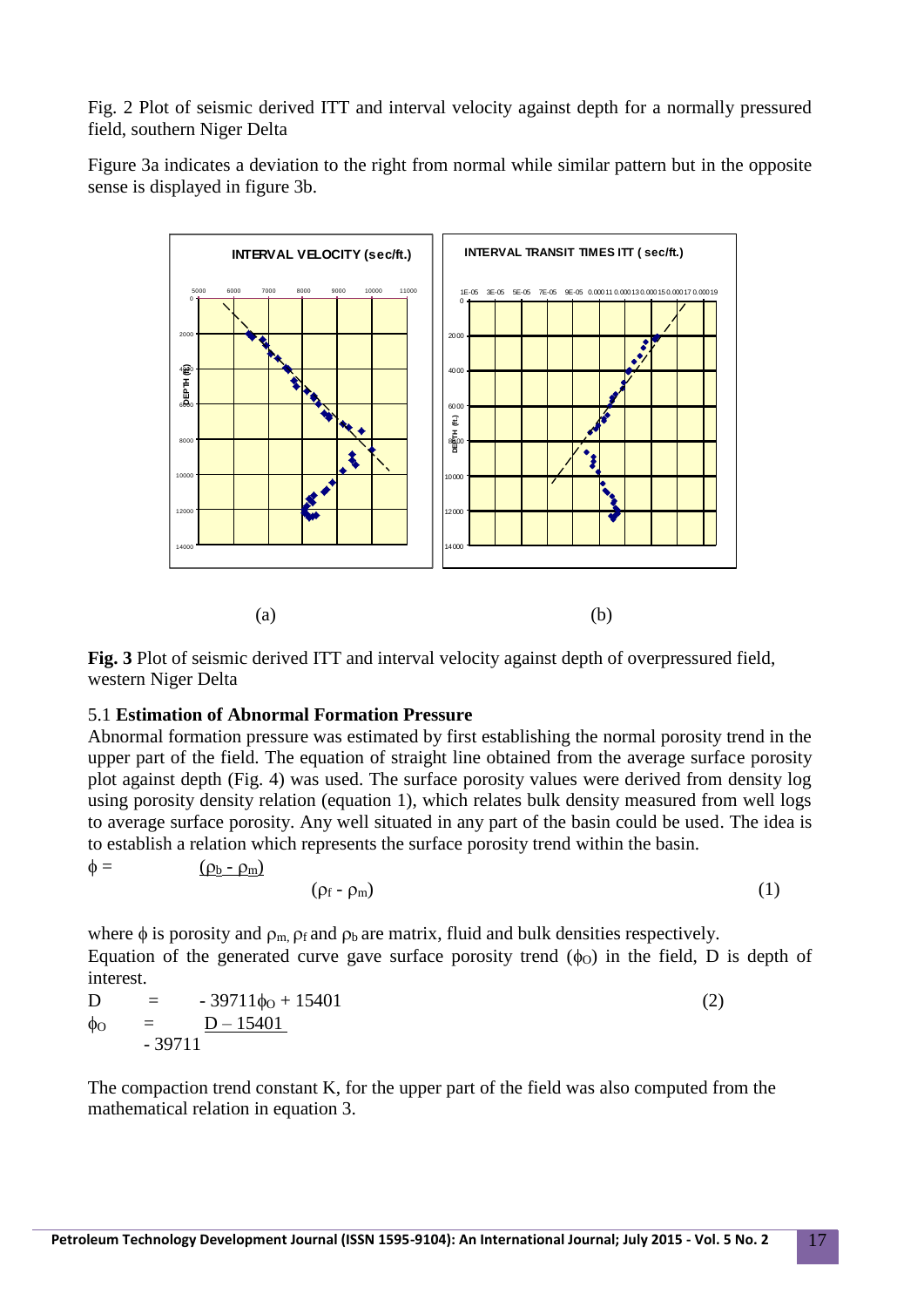Fig. 2 Plot of seismic derived ITT and interval velocity against depth for a normally pressured field, southern Niger Delta

Figure 3a indicates a deviation to the right from normal while similar pattern but in the opposite sense is displayed in figure 3b.

(a) (b)

**Fig. 3** Plot of seismic derived ITT and interval velocity against depth of overpressured field, western Niger Delta

## 5.1 Estimation of Abnormal Formation Pressure

Abnormal formation pressure was estimated by first establishing the normal porosity trend in the upper part of the field. The equation of straight line obtained from the average surface porosity plot against depth (Fig. 4) was used. The surface porosity values were derived from density log using porosity density relation (equation 1), which relates bulk density measured from well logs to average surface porosity. Any well situated in any part of the basin could be used. The idea is to establish a relation which represents the surface porosity trend within the basin.

$$\phi = \frac{(\rho_b - \rho_m)}{(\rho_f - \rho_m)} \tag{1}$$

where $\phi$ is porosity and $\rho_m$, $\rho_f$ and $\rho_b$ are matrix, fluid and bulk densities respectively.

Equation of the generated curve gave surface porosity trend ($\phi_O$) in the field, D is depth of interest.

$$D = -39711\phi_O + 15401 \tag{2}$$

$$\phi_O = \frac{D - 15401}{-39711}$$

The compaction trend constant K, for the upper part of the field was also computed from the mathematical relation in equation 3.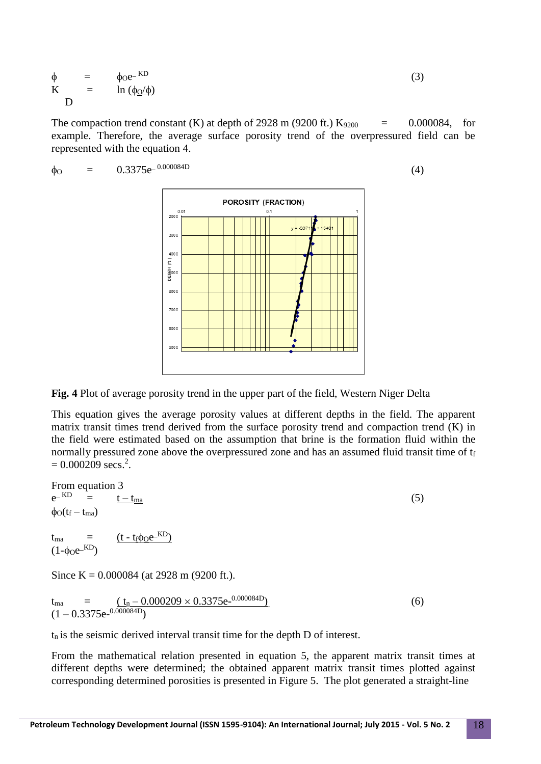$$\phi = \phi_O e^{-KD} \qquad (3)$$

$$K = \frac{\ln(\phi_O/\phi)}{D}$$

The compaction trend constant (K) at depth of 2928 m (9200 ft.) $K_{9200} = 0.000084$, for example. Therefore, the average surface porosity trend of the overpressured field can be represented with the equation 4.

$$\phi_O = 0.3375e^{-0.000084D} \qquad (4)$$

**Fig. 4** Plot of average porosity trend in the upper part of the field, Western Niger Delta

This equation gives the average porosity values at different depths in the field. The apparent matrix transit times trend derived from the surface porosity trend and compaction trend (K) in the field were estimated based on the assumption that brine is the formation fluid within the normally pressured zone above the overpressured zone and has an assumed fluid transit time of $t_f = 0.000209$ secs.[2].

From equation 3

$$e^{-KD} = \frac{t - t_{ma}}{\phi_O(t_f - t_{ma})} \qquad (5)$$

$$t_{ma} = \frac{(t - t_f\phi_O e^{-KD})}{(1 - \phi_O e^{-KD})}$$

Since K = 0.000084 (at 2928 m (9200 ft.).

$$t_{ma} = \frac{(t_n - 0.000209 \times 0.3375e^{-0.000084D})}{(1 - 0.3375e^{-0.000084D})} \qquad (6)$$

$t_n$ is the seismic derived interval transit time for the depth D of interest.

From the mathematical relation presented in equation 5, the apparent matrix transit times at different depths were determined; the obtained apparent matrix transit times plotted against corresponding determined porosities is presented in Figure 5. The plot generated a straight-line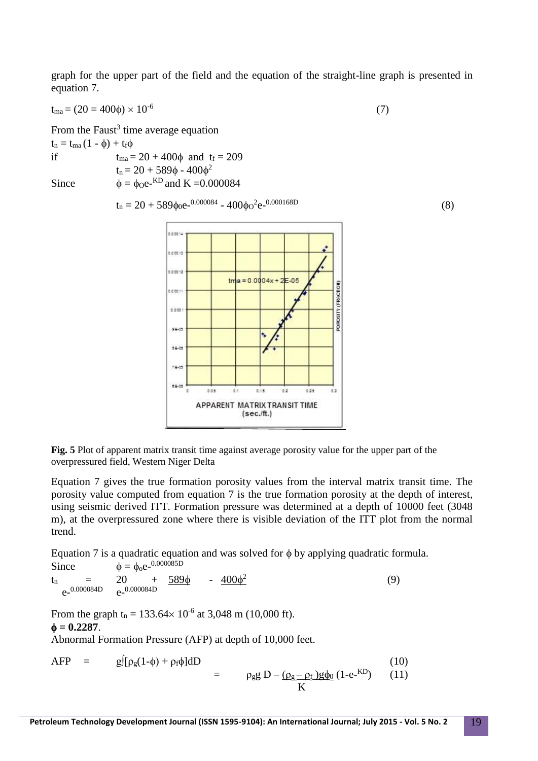graph for the upper part of the field and the equation of the straight-line graph is presented in equation 7.

$$t_{ma} = (20 = 400\phi) \times 10^{-6} \quad (7)$$

From the Faust[3] time average equation

$t_n = t_{ma}(1 - \phi) + t_f\phi$

if $\quad t_{ma} = 20 + 400\phi$ and $t_f = 209$

$\quad t_n = 20 + 589\phi - 400\phi^2$

Since $\quad \phi = \phi_O e^{-KD}$ and $K = 0.000084$

$$t_n = 20 + 589\phi_0 e^{-0.000084} - 400\phi_O^2 e^{-0.000168D} \quad (8)$$

**Fig. 5** Plot of apparent matrix transit time against average porosity value for the upper part of the overpressured field, Western Niger Delta

Equation 7 gives the true formation porosity values from the interval matrix transit time. The porosity value computed from equation 7 is the true formation porosity at the depth of interest, using seismic derived ITT. Formation pressure was determined at a depth of 10000 feet (3048 m), at the overpressured zone where there is visible deviation of the ITT plot from the normal trend.

Equation 7 is a quadratic equation and was solved for $\phi$ by applying quadratic formula.

Since $\quad \phi = \phi_o e^{-0.000085D}$

$$\frac{t_n}{e^{-0.000084D}} = \frac{20}{e^{-0.000084D}} + \underline{589\phi} - \underline{400\phi^2} \quad (9)$$

From the graph $t_n = 133.64 \times 10^{-6}$ at 3,048 m (10,000 ft).

$\boldsymbol{\phi = 0.2287}$.

Abnormal Formation Pressure (AFP) at depth of 10,000 feet.

$$AFP = g\int[\rho_g(1-\phi) + \rho_f\phi]dD \quad (10)$$

$$= \rho_g g\,D - \frac{(\rho_g - \rho_f)g\phi_0}{K}(1-e^{-KD}) \quad (11)$$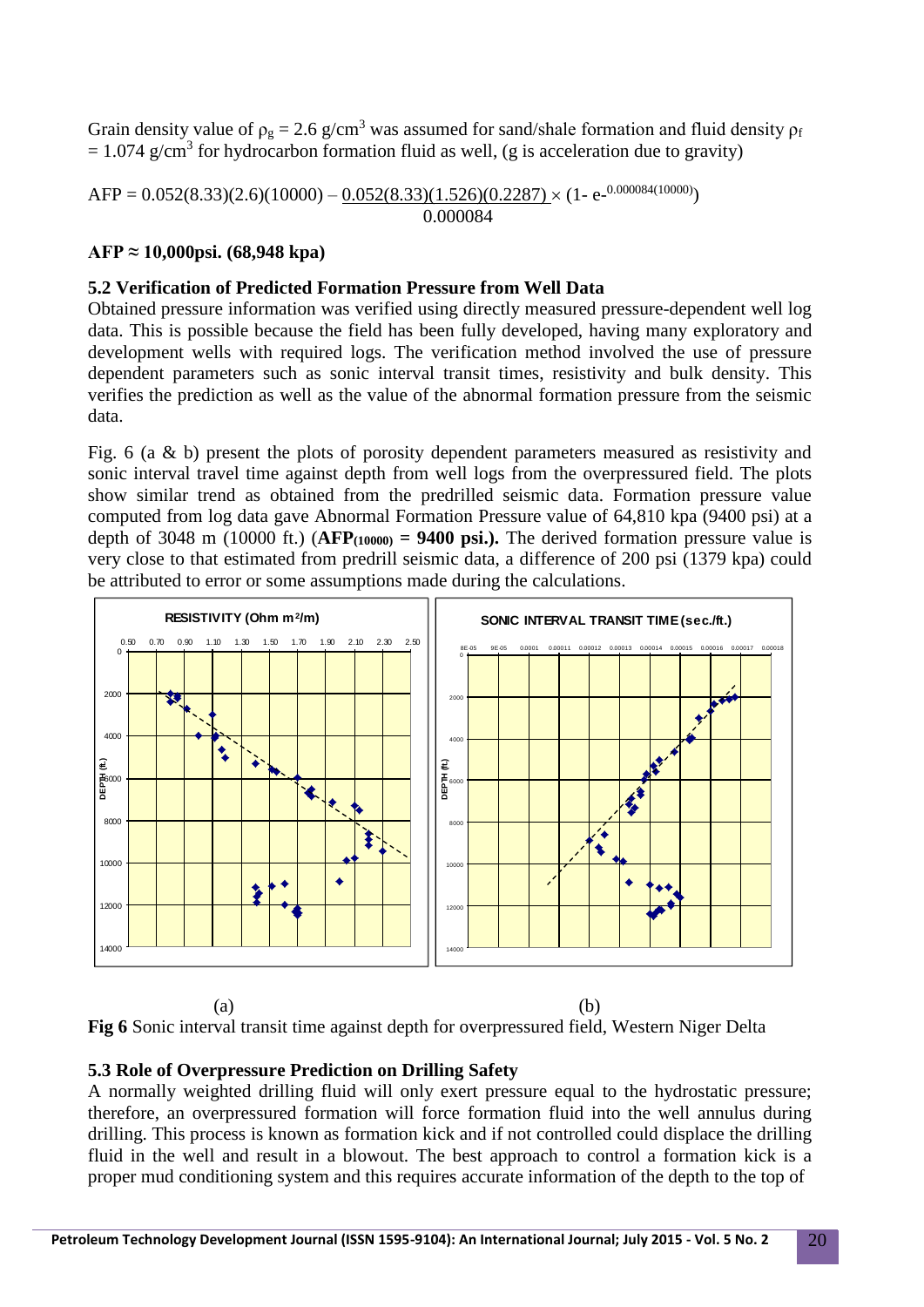Grain density value of $\rho_g = 2.6$ g/cm$^3$ was assumed for sand/shale formation and fluid density $\rho_f = 1.074$ g/cm$^3$ for hydrocarbon formation fluid as well, (g is acceleration due to gravity)

$$AFP = 0.052(8.33)(2.6)(10000) - \frac{0.052(8.33)(1.526)(0.2287)}{0.000084} \times (1 - e^{-0.000084(10000)})$$

**AFP ≈ 10,000psi. (68,948 kpa)**

### 5.2 Verification of Predicted Formation Pressure from Well Data

Obtained pressure information was verified using directly measured pressure-dependent well log data. This is possible because the field has been fully developed, having many exploratory and development wells with required logs. The verification method involved the use of pressure dependent parameters such as sonic interval transit times, resistivity and bulk density. This verifies the prediction as well as the value of the abnormal formation pressure from the seismic data.

Fig. 6 (a & b) present the plots of porosity dependent parameters measured as resistivity and sonic interval travel time against depth from well logs from the overpressured field. The plots show similar trend as obtained from the predrilled seismic data. Formation pressure value computed from log data gave Abnormal Formation Pressure value of 64,810 kpa (9400 psi) at a depth of 3048 m (10000 ft.) (**$AFP_{(10000)}$ = 9400 psi.).** The derived formation pressure value is very close to that estimated from predrill seismic data, a difference of 200 psi (1379 kpa) could be attributed to error or some assumptions made during the calculations.

(a) (b)

**Fig 6** Sonic interval transit time against depth for overpressured field, Western Niger Delta

### 5.3 Role of Overpressure Prediction on Drilling Safety

A normally weighted drilling fluid will only exert pressure equal to the hydrostatic pressure; therefore, an overpressured formation will force formation fluid into the well annulus during drilling. This process is known as formation kick and if not controlled could displace the drilling fluid in the well and result in a blowout. The best approach to control a formation kick is a proper mud conditioning system and this requires accurate information of the depth to the top of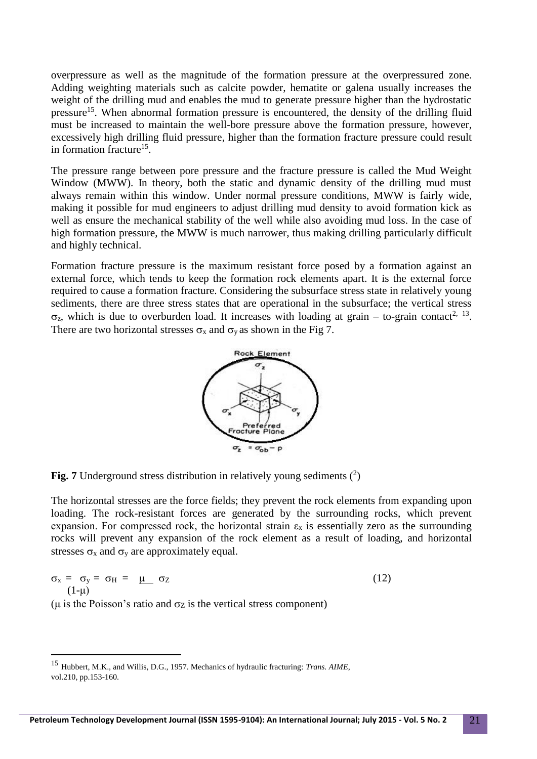overpressure as well as the magnitude of the formation pressure at the overpressured zone. Adding weighting materials such as calcite powder, hematite or galena usually increases the weight of the drilling mud and enables the mud to generate pressure higher than the hydrostatic pressure[15]. When abnormal formation pressure is encountered, the density of the drilling fluid must be increased to maintain the well-bore pressure above the formation pressure, however, excessively high drilling fluid pressure, higher than the formation fracture pressure could result in formation fracture[15].

The pressure range between pore pressure and the fracture pressure is called the Mud Weight Window (MWW). In theory, both the static and dynamic density of the drilling mud must always remain within this window. Under normal pressure conditions, MWW is fairly wide, making it possible for mud engineers to adjust drilling mud density to avoid formation kick as well as ensure the mechanical stability of the well while also avoiding mud loss. In the case of high formation pressure, the MWW is much narrower, thus making drilling particularly difficult and highly technical.

Formation fracture pressure is the maximum resistant force posed by a formation against an external force, which tends to keep the formation rock elements apart. It is the external force required to cause a formation fracture. Considering the subsurface stress state in relatively young sediments, there are three stress states that are operational in the subsurface; the vertical stress $\sigma_z$, which is due to overburden load. It increases with loading at grain – to-grain contact[2, 13]. There are two horizontal stresses $\sigma_x$ and $\sigma_y$ as shown in the Fig 7.

**Fig. 7** Underground stress distribution in relatively young sediments ([2])

The horizontal stresses are the force fields; they prevent the rock elements from expanding upon loading. The rock-resistant forces are generated by the surrounding rocks, which prevent expansion. For compressed rock, the horizontal strain $\varepsilon_x$ is essentially zero as the surrounding rocks will prevent any expansion of the rock element as a result of loading, and horizontal stresses $\sigma_x$ and $\sigma_y$ are approximately equal.

$$\sigma_x = \sigma_y = \sigma_H = \frac{\mu}{(1-\mu)} \sigma_Z \qquad (12)$$

($\mu$ is the Poisson's ratio and $\sigma_Z$ is the vertical stress component)

[15] Hubbert, M.K., and Willis, D.G., 1957. Mechanics of hydraulic fracturing: *Trans. AIME*, vol.210, pp.153-160.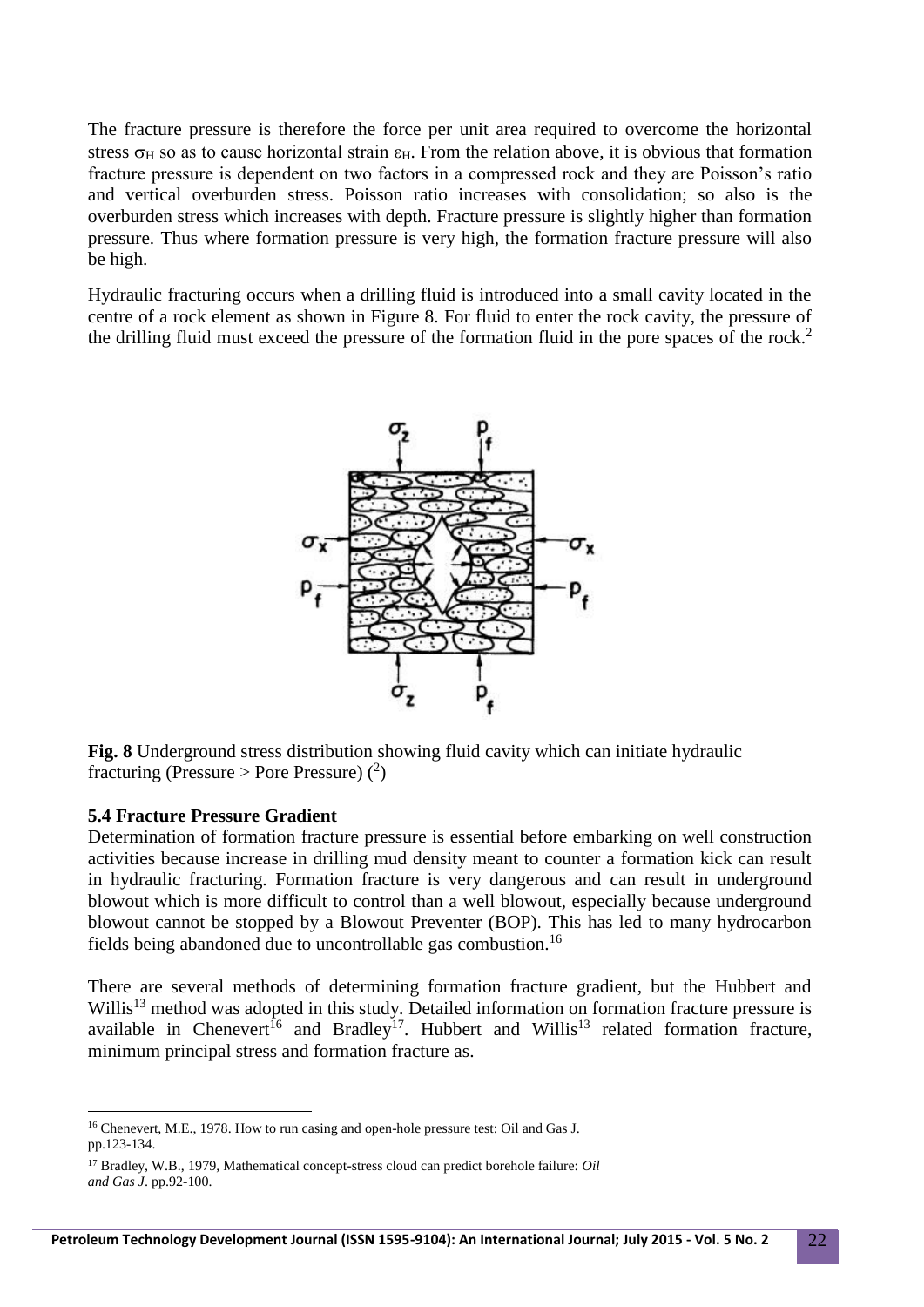The fracture pressure is therefore the force per unit area required to overcome the horizontal stress $\sigma_H$ so as to cause horizontal strain $\varepsilon_H$. From the relation above, it is obvious that formation fracture pressure is dependent on two factors in a compressed rock and they are Poisson's ratio and vertical overburden stress. Poisson ratio increases with consolidation; so also is the overburden stress which increases with depth. Fracture pressure is slightly higher than formation pressure. Thus where formation pressure is very high, the formation fracture pressure will also be high.

Hydraulic fracturing occurs when a drilling fluid is introduced into a small cavity located in the centre of a rock element as shown in Figure 8. For fluid to enter the rock cavity, the pressure of the drilling fluid must exceed the pressure of the formation fluid in the pore spaces of the rock.[2]

**Fig. 8** Underground stress distribution showing fluid cavity which can initiate hydraulic fracturing (Pressure > Pore Pressure) ([2])

### 5.4 Fracture Pressure Gradient

Determination of formation fracture pressure is essential before embarking on well construction activities because increase in drilling mud density meant to counter a formation kick can result in hydraulic fracturing. Formation fracture is very dangerous and can result in underground blowout which is more difficult to control than a well blowout, especially because underground blowout cannot be stopped by a Blowout Preventer (BOP). This has led to many hydrocarbon fields being abandoned due to uncontrollable gas combustion.[16]

There are several methods of determining formation fracture gradient, but the Hubbert and Willis[13] method was adopted in this study. Detailed information on formation fracture pressure is available in Chenevert[16] and Bradley[17]. Hubbert and Willis[13] related formation fracture, minimum principal stress and formation fracture as.

---

[16] Chenevert, M.E., 1978. How to run casing and open-hole pressure test: Oil and Gas J. pp.123-134.

[17] Bradley, W.B., 1979, Mathematical concept-stress cloud can predict borehole failure: *Oil and Gas J*. pp.92-100.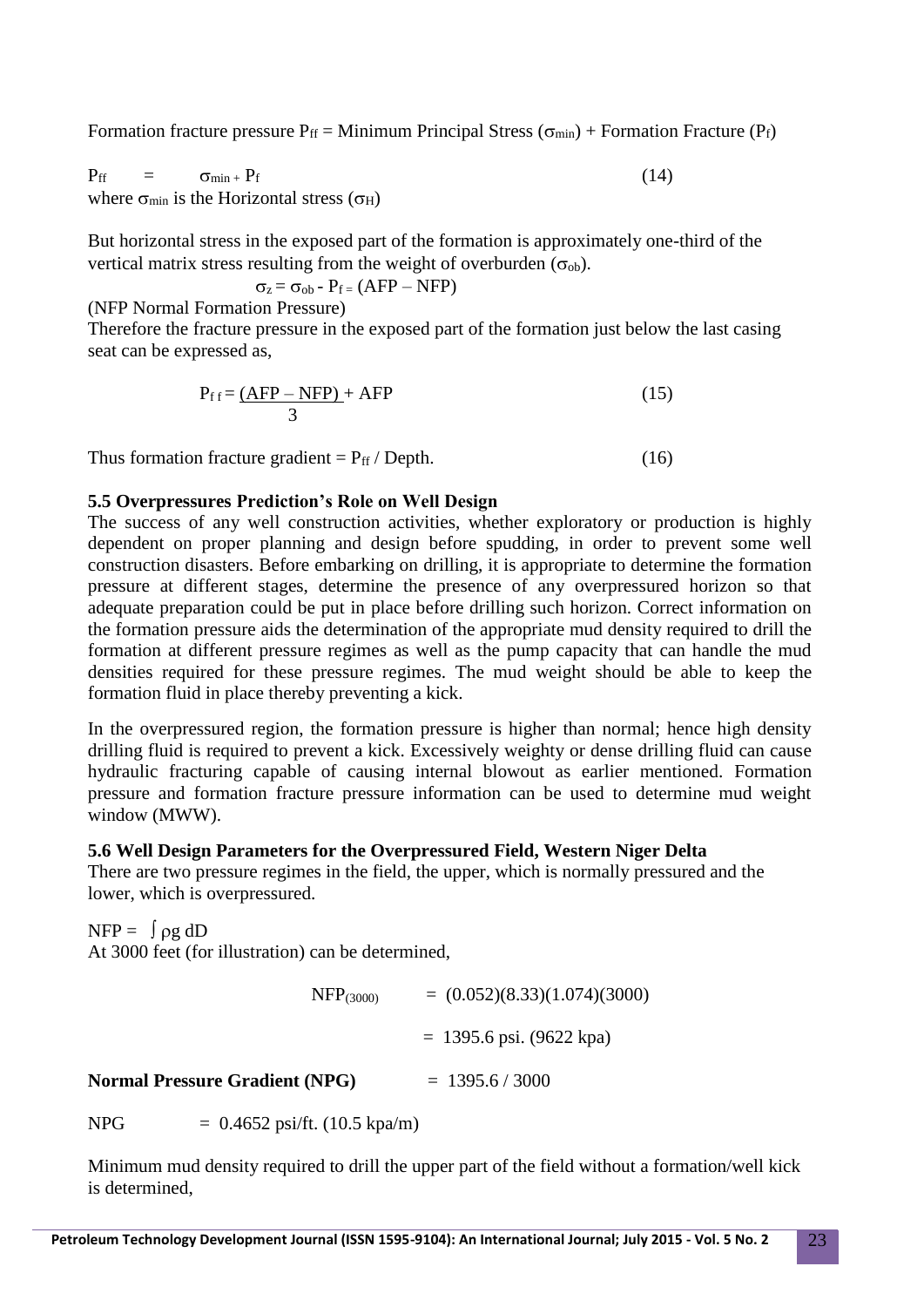Formation fracture pressure $P_{ff}$ = Minimum Principal Stress ($\sigma_{min}$) + Formation Fracture ($P_f$)

$$P_{ff} = \sigma_{min} + P_f \tag{14}$$

where $\sigma_{min}$ is the Horizontal stress ($\sigma_H$)

But horizontal stress in the exposed part of the formation is approximately one-third of the vertical matrix stress resulting from the weight of overburden ($\sigma_{ob}$).

$$\sigma_z = \sigma_{ob} - P_f = (AFP - NFP)$$

(NFP Normal Formation Pressure)

Therefore the fracture pressure in the exposed part of the formation just below the last casing seat can be expressed as,

$$P_{ff} = \frac{(AFP - NFP)}{3} + AFP \tag{15}$$

Thus formation fracture gradient = $P_{ff}$ / Depth. (16)

### 5.5 Overpressures Prediction's Role on Well Design

The success of any well construction activities, whether exploratory or production is highly dependent on proper planning and design before spudding, in order to prevent some well construction disasters. Before embarking on drilling, it is appropriate to determine the formation pressure at different stages, determine the presence of any overpressured horizon so that adequate preparation could be put in place before drilling such horizon. Correct information on the formation pressure aids the determination of the appropriate mud density required to drill the formation at different pressure regimes as well as the pump capacity that can handle the mud densities required for these pressure regimes. The mud weight should be able to keep the formation fluid in place thereby preventing a kick.

In the overpressured region, the formation pressure is higher than normal; hence high density drilling fluid is required to prevent a kick. Excessively weighty or dense drilling fluid can cause hydraulic fracturing capable of causing internal blowout as earlier mentioned. Formation pressure and formation fracture pressure information can be used to determine mud weight window (MWW).

### 5.6 Well Design Parameters for the Overpressured Field, Western Niger Delta

There are two pressure regimes in the field, the upper, which is normally pressured and the lower, which is overpressured.

$$NFP = \int \rho g \, dD$$

At 3000 feet (for illustration) can be determined,

$$NFP_{(3000)} = (0.052)(8.33)(1.074)(3000)$$

$$= 1395.6 \text{ psi. } (9622 \text{ kpa})$$

**Normal Pressure Gradient (NPG)** = 1395.6 / 3000

NPG = 0.4652 psi/ft. (10.5 kpa/m)

Minimum mud density required to drill the upper part of the field without a formation/well kick is determined,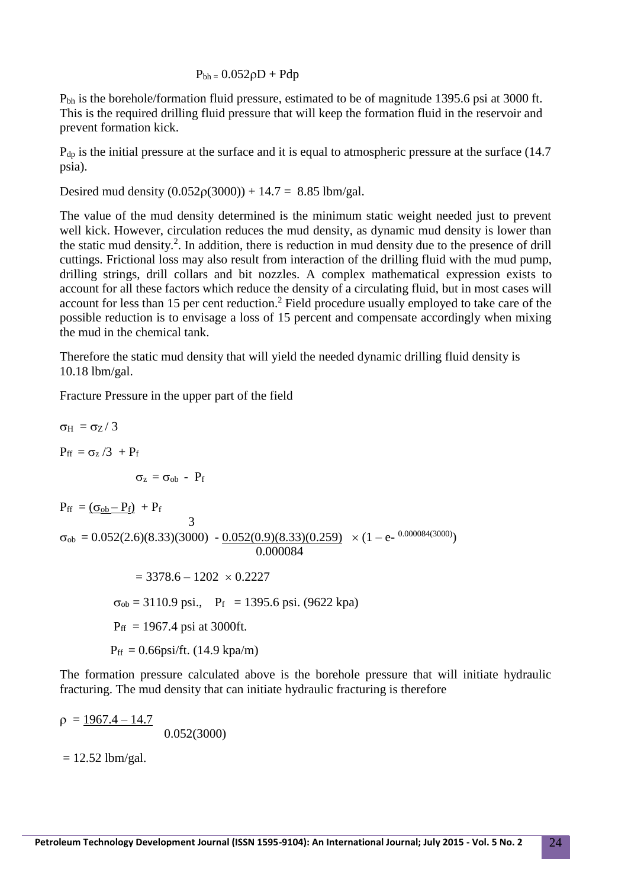$$P_{bh} = 0.052\rho D + Pdp$$

$P_{bh}$ is the borehole/formation fluid pressure, estimated to be of magnitude 1395.6 psi at 3000 ft. This is the required drilling fluid pressure that will keep the formation fluid in the reservoir and prevent formation kick.

$P_{dp}$ is the initial pressure at the surface and it is equal to atmospheric pressure at the surface (14.7 psia).

Desired mud density $(0.052\rho(3000)) + 14.7 = 8.85$ lbm/gal.

The value of the mud density determined is the minimum static weight needed just to prevent well kick. However, circulation reduces the mud density, as dynamic mud density is lower than the static mud density.[2]. In addition, there is reduction in mud density due to the presence of drill cuttings. Frictional loss may also result from interaction of the drilling fluid with the mud pump, drilling strings, drill collars and bit nozzles. A complex mathematical expression exists to account for all these factors which reduce the density of a circulating fluid, but in most cases will account for less than 15 per cent reduction.[2] Field procedure usually employed to take care of the possible reduction is to envisage a loss of 15 percent and compensate accordingly when mixing the mud in the chemical tank.

Therefore the static mud density that will yield the needed dynamic drilling fluid density is 10.18 lbm/gal.

Fracture Pressure in the upper part of the field

$$\sigma_H = \sigma_Z / 3$$

$$P_{ff} = \sigma_z / 3 + P_f$$

$$\sigma_z = \sigma_{ob} - P_f$$

$$P_{ff} = \frac{(\sigma_{ob} - P_f)}{3} + P_f$$

$$\sigma_{ob} = 0.052(2.6)(8.33)(3000) - \frac{0.052(0.9)(8.33)(0.259)}{0.000084} \times (1 - e^{-0.000084(3000)})$$

$$= 3378.6 - 1202 \times 0.2227$$

$\sigma_{ob} = 3110.9$ psi., $P_f = 1395.6$ psi. (9622 kpa)

$P_{ff} = 1967.4$ psi at 3000ft.

$P_{ff} = 0.66$psi/ft. (14.9 kpa/m)

The formation pressure calculated above is the borehole pressure that will initiate hydraulic fracturing. The mud density that can initiate hydraulic fracturing is therefore

$$\rho = \frac{1967.4 - 14.7}{0.052(3000)}$$

$= 12.52$ lbm/gal.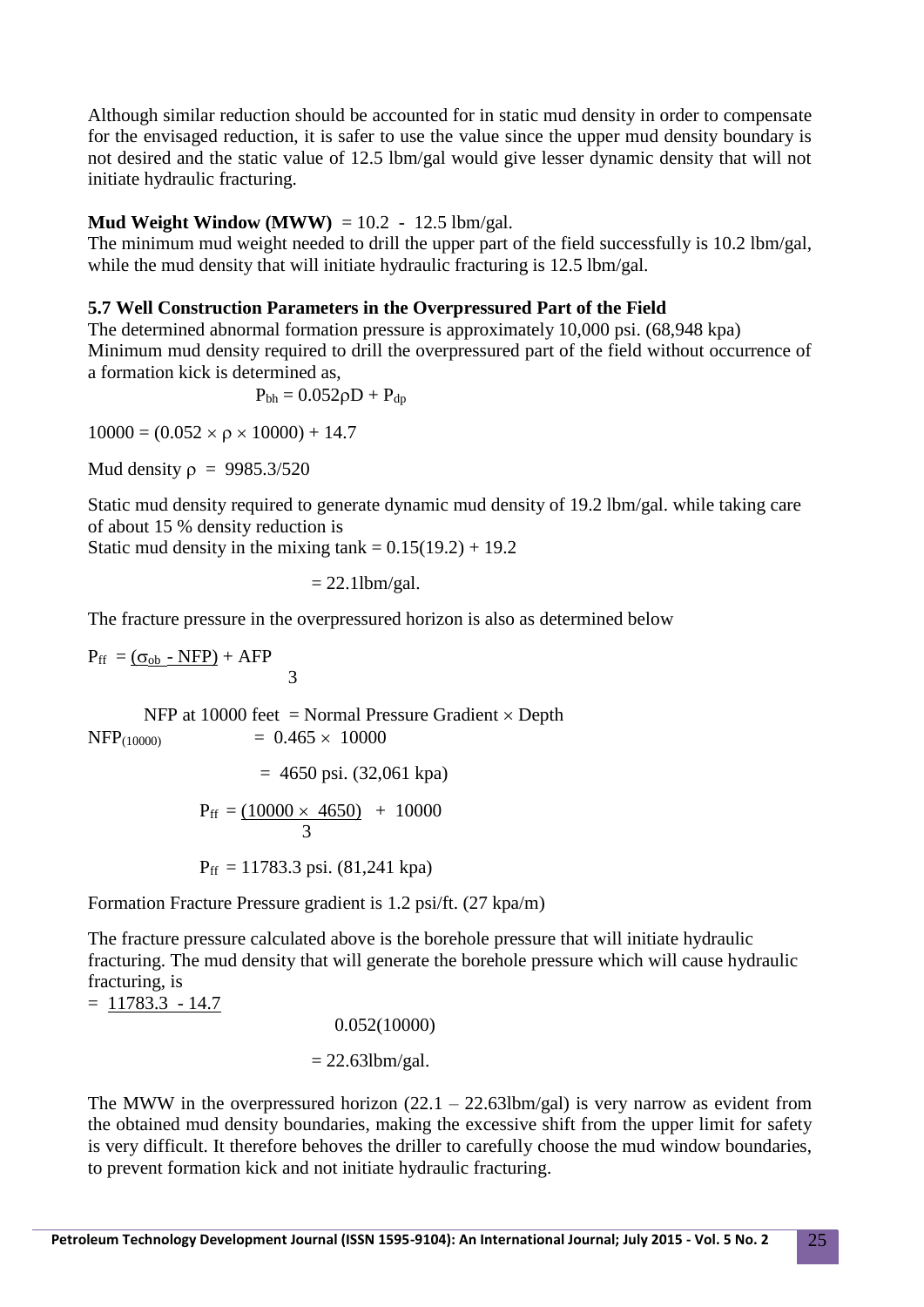Although similar reduction should be accounted for in static mud density in order to compensate for the envisaged reduction, it is safer to use the value since the upper mud density boundary is not desired and the static value of 12.5 lbm/gal would give lesser dynamic density that will not initiate hydraulic fracturing.

**Mud Weight Window (MWW)** = 10.2 - 12.5 lbm/gal.
The minimum mud weight needed to drill the upper part of the field successfully is 10.2 lbm/gal, while the mud density that will initiate hydraulic fracturing is 12.5 lbm/gal.

### 5.7 Well Construction Parameters in the Overpressured Part of the Field

The determined abnormal formation pressure is approximately 10,000 psi. (68,948 kpa)
Minimum mud density required to drill the overpressured part of the field without occurrence of a formation kick is determined as,

$$P_{bh} = 0.052\rho D + P_{dp}$$

$$10000 = (0.052 \times \rho \times 10000) + 14.7$$

Mud density $\rho = 9985.3/520$

Static mud density required to generate dynamic mud density of 19.2 lbm/gal. while taking care of about 15 % density reduction is
Static mud density in the mixing tank = 0.15(19.2) + 19.2

= 22.1lbm/gal.

The fracture pressure in the overpressured horizon is also as determined below

$$P_{ff} = \frac{(\sigma_{ob} - NFP)}{3} + AFP$$

NFP at 10000 feet = Normal Pressure Gradient × Depth

$$NFP_{(10000)} = 0.465 \times 10000$$

$$= 4650 \text{ psi. } (32{,}061 \text{ kpa})$$

$$P_{ff} = \frac{(10000 \times 4650)}{3} + 10000$$

$$P_{ff} = 11783.3 \text{ psi. } (81{,}241 \text{ kpa})$$

Formation Fracture Pressure gradient is 1.2 psi/ft. (27 kpa/m)

The fracture pressure calculated above is the borehole pressure that will initiate hydraulic fracturing. The mud density that will generate the borehole pressure which will cause hydraulic fracturing, is

$$= \frac{11783.3 - 14.7}{0.052(10000)}$$

$$= 22.63 \text{lbm/gal.}$$

The MWW in the overpressured horizon (22.1 – 22.63lbm/gal) is very narrow as evident from the obtained mud density boundaries, making the excessive shift from the upper limit for safety is very difficult. It therefore behoves the driller to carefully choose the mud window boundaries, to prevent formation kick and not initiate hydraulic fracturing.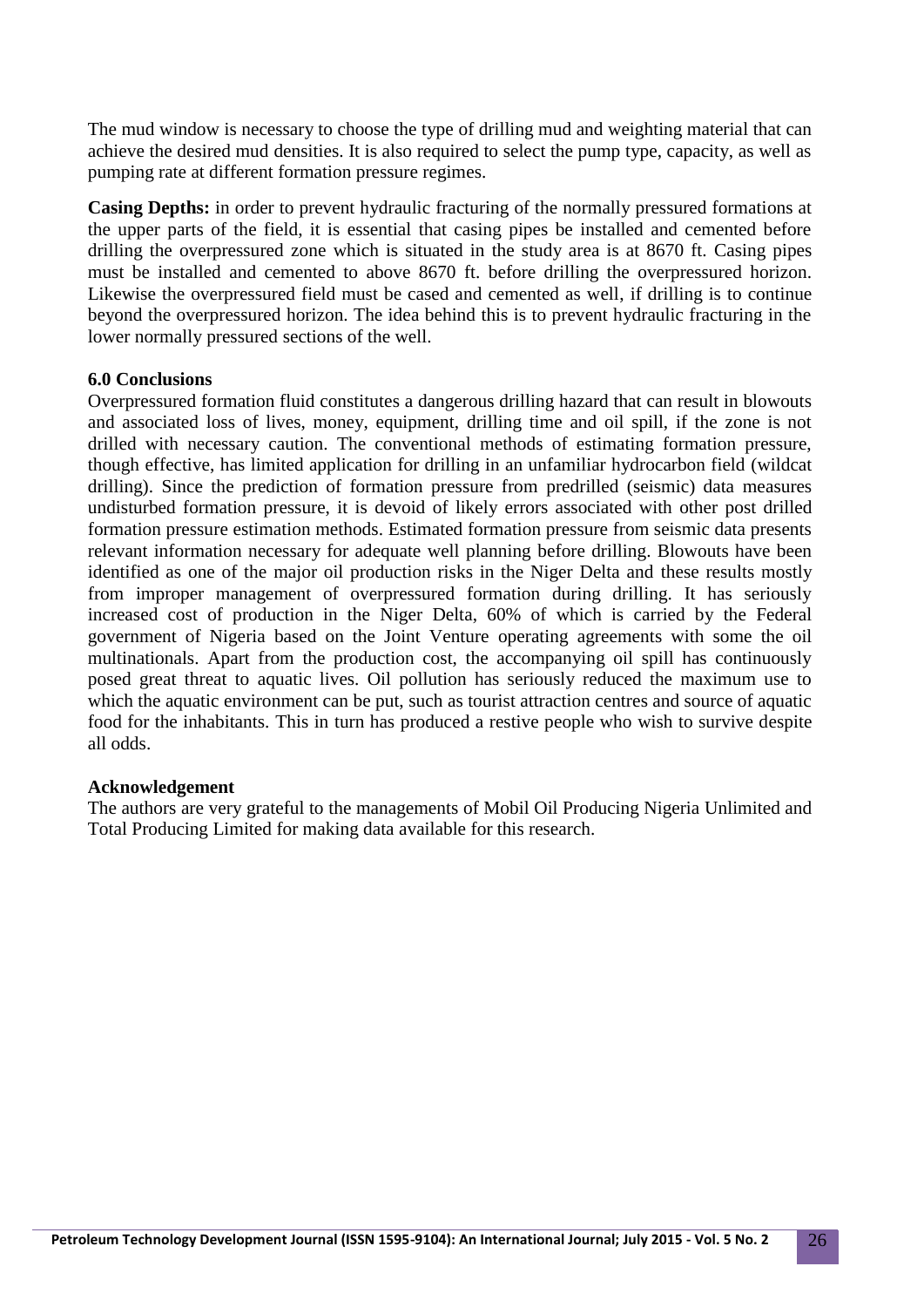The mud window is necessary to choose the type of drilling mud and weighting material that can achieve the desired mud densities. It is also required to select the pump type, capacity, as well as pumping rate at different formation pressure regimes.

**Casing Depths:** in order to prevent hydraulic fracturing of the normally pressured formations at the upper parts of the field, it is essential that casing pipes be installed and cemented before drilling the overpressured zone which is situated in the study area is at 8670 ft. Casing pipes must be installed and cemented to above 8670 ft. before drilling the overpressured horizon. Likewise the overpressured field must be cased and cemented as well, if drilling is to continue beyond the overpressured horizon. The idea behind this is to prevent hydraulic fracturing in the lower normally pressured sections of the well.

## 6.0 Conclusions

Overpressured formation fluid constitutes a dangerous drilling hazard that can result in blowouts and associated loss of lives, money, equipment, drilling time and oil spill, if the zone is not drilled with necessary caution. The conventional methods of estimating formation pressure, though effective, has limited application for drilling in an unfamiliar hydrocarbon field (wildcat drilling). Since the prediction of formation pressure from predrilled (seismic) data measures undisturbed formation pressure, it is devoid of likely errors associated with other post drilled formation pressure estimation methods. Estimated formation pressure from seismic data presents relevant information necessary for adequate well planning before drilling. Blowouts have been identified as one of the major oil production risks in the Niger Delta and these results mostly from improper management of overpressured formation during drilling. It has seriously increased cost of production in the Niger Delta, 60% of which is carried by the Federal government of Nigeria based on the Joint Venture operating agreements with some the oil multinationals. Apart from the production cost, the accompanying oil spill has continuously posed great threat to aquatic lives. Oil pollution has seriously reduced the maximum use to which the aquatic environment can be put, such as tourist attraction centres and source of aquatic food for the inhabitants. This in turn has produced a restive people who wish to survive despite all odds.

## Acknowledgement

The authors are very grateful to the managements of Mobil Oil Producing Nigeria Unlimited and Total Producing Limited for making data available for this research.